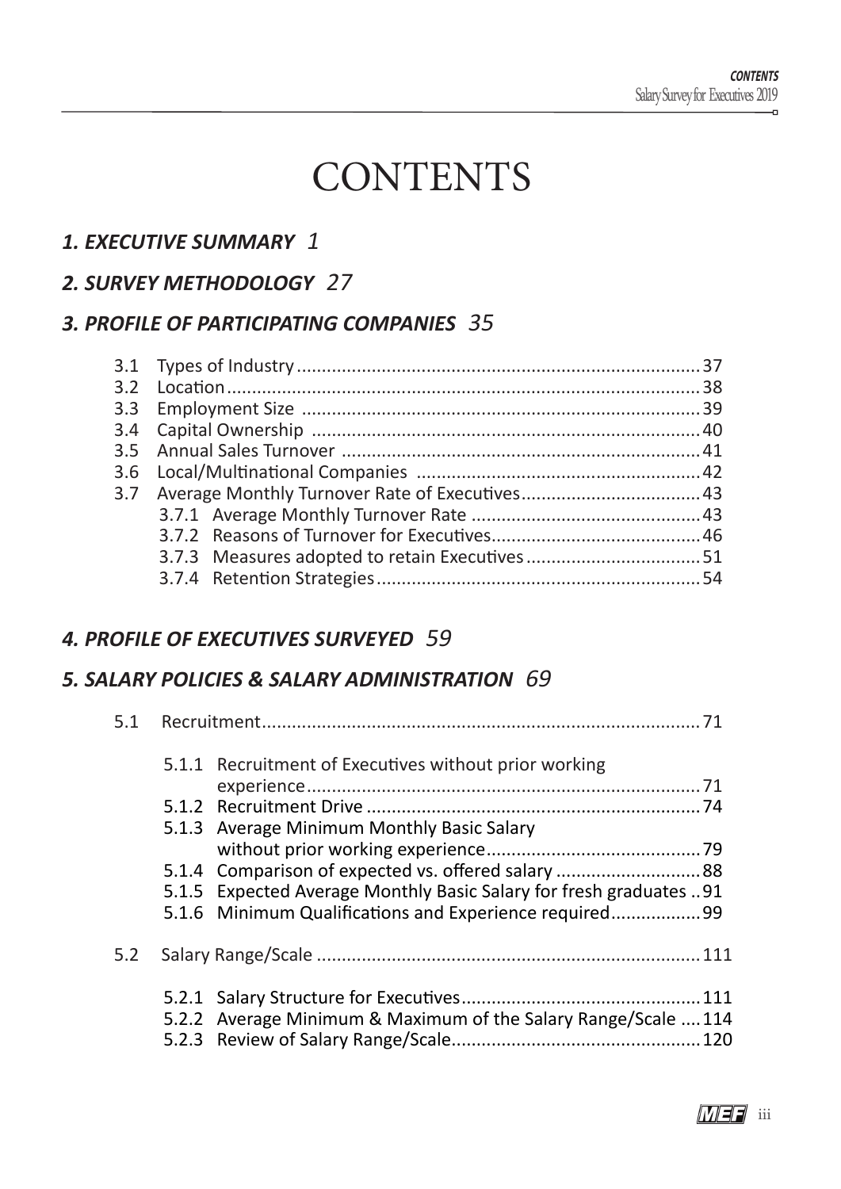# CONTENTS

## *1. EXECUTIVE SUMMARY 1*

## *2. SURVEY METHODOLOGY 27*

## *3. PROFILE OF PARTICIPATING COMPANIES 35*

3.1 Types of Industry ........................................................................ 37
3.2 Location ........................................................................ 38
3.3 Employment Size ........................................................................ 39
3.4 Capital Ownership ........................................................................ 40
3.5 Annual Sales Turnover ........................................................................ 41
3.6 Local/Multinational Companies ........................................................................ 42
3.7 Average Monthly Turnover Rate of Executives ........................................................................ 43
- 3.7.1 Average Monthly Turnover Rate ........................................................................ 43
- 3.7.2 Reasons of Turnover for Executives ........................................................................ 46
- 3.7.3 Measures adopted to retain Executives ........................................................................ 51
- 3.7.4 Retention Strategies ........................................................................ 54

## *4. PROFILE OF EXECUTIVES SURVEYED 59*

## *5. SALARY POLICIES & SALARY ADMINISTRATION 69*

5.1 Recruitment ........................................................................ 71
- 5.1.1 Recruitment of Executives without prior working experience ........................................................................ 71
- 5.1.2 Recruitment Drive ........................................................................ 74
- 5.1.3 Average Minimum Monthly Basic Salary without prior working experience ........................................................................ 79
- 5.1.4 Comparison of expected vs. offered salary ........................................................................ 88
- 5.1.5 Expected Average Monthly Basic Salary for fresh graduates .. 91
- 5.1.6 Minimum Qualifications and Experience required ........................................................................ 99

5.2 Salary Range/Scale ........................................................................ 111
- 5.2.1 Salary Structure for Executives ........................................................................ 111
- 5.2.2 Average Minimum & Maximum of the Salary Range/Scale .... 114
- 5.2.3 Review of Salary Range/Scale ........................................................................ 120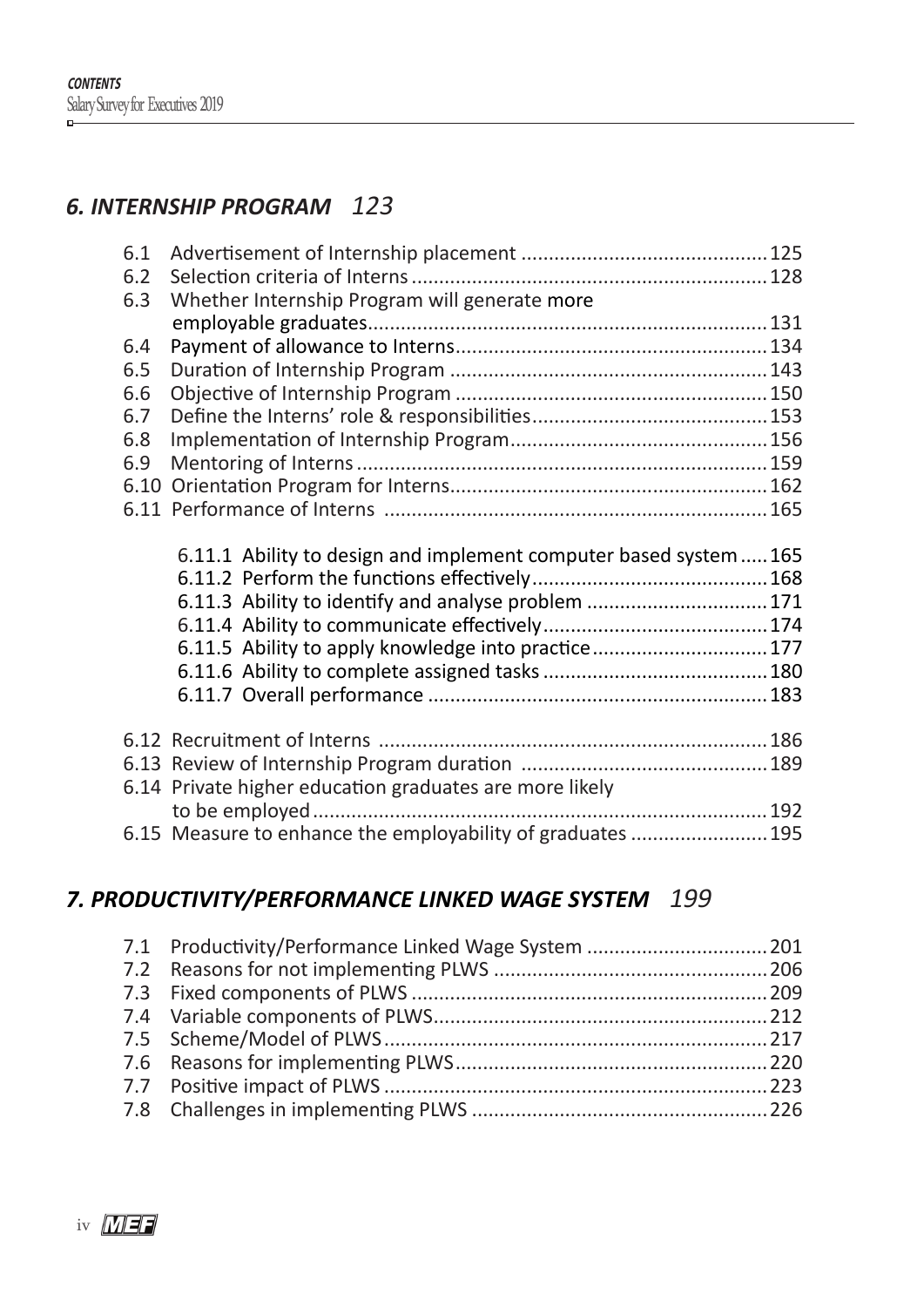## *6. INTERNSHIP PROGRAM* *123*

- 6.1 Advertisement of Internship placement ............................................125
- 6.2 Selection criteria of Interns ................................................................128
- 6.3 Whether Internship Program will generate more employable graduates........................................................................131
- 6.4 Payment of allowance to Interns.........................................................134
- 6.5 Duration of Internship Program .........................................................143
- 6.6 Objective of Internship Program ........................................................150
- 6.7 Define the Interns' role & responsibilities..........................................153
- 6.8 Implementation of Internship Program..............................................156
- 6.9 Mentoring of Interns ..........................................................................159
- 6.10 Orientation Program for Interns.........................................................162
- 6.11 Performance of Interns .....................................................................165
  - 6.11.1 Ability to design and implement computer based system .....165
  - 6.11.2 Perform the functions effectively..........................................168
  - 6.11.3 Ability to identify and analyse problem ................................171
  - 6.11.4 Ability to communicate effectively........................................174
  - 6.11.5 Ability to apply knowledge into practice...............................177
  - 6.11.6 Ability to complete assigned tasks ........................................180
  - 6.11.7 Overall performance ............................................................183
- 6.12 Recruitment of Interns ......................................................................186
- 6.13 Review of Internship Program duration ............................................189
- 6.14 Private higher education graduates are more likely to be employed.................................................................................192
- 6.15 Measure to enhance the employability of graduates .........................195

## *7. PRODUCTIVITY/PERFORMANCE LINKED WAGE SYSTEM* *199*

- 7.1 Productivity/Performance Linked Wage System ................................201
- 7.2 Reasons for not implementing PLWS .................................................206
- 7.3 Fixed components of PLWS ................................................................209
- 7.4 Variable components of PLWS............................................................212
- 7.5 Scheme/Model of PLWS.....................................................................217
- 7.6 Reasons for implementing PLWS........................................................220
- 7.7 Positive impact of PLWS ....................................................................223
- 7.8 Challenges in implementing PLWS .....................................................226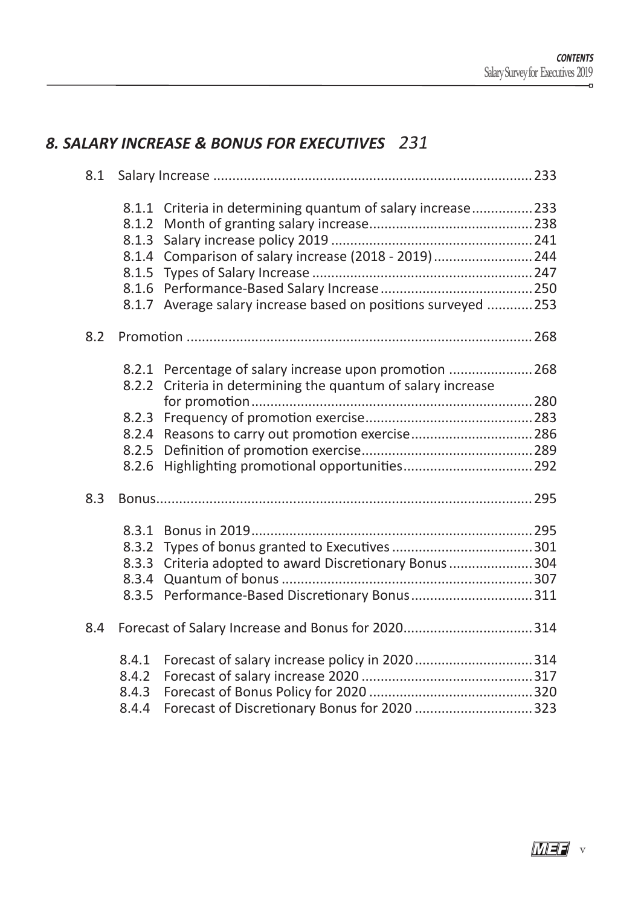## *8. SALARY INCREASE & BONUS FOR EXECUTIVES 231*

8.1 Salary Increase .................................................................................. 233

- 8.1.1 Criteria in determining quantum of salary increase ................ 233
- 8.1.2 Month of granting salary increase .......................................... 238
- 8.1.3 Salary increase policy 2019 .................................................... 241
- 8.1.4 Comparison of salary increase (2018 - 2019) .......................... 244
- 8.1.5 Types of Salary Increase ......................................................... 247
- 8.1.6 Performance-Based Salary Increase ....................................... 250
- 8.1.7 Average salary increase based on positions surveyed ............ 253

8.2 Promotion .......................................................................................... 268

- 8.2.1 Percentage of salary increase upon promotion ...................... 268
- 8.2.2 Criteria in determining the quantum of salary increase for promotion ......................................................................... 280
- 8.2.3 Frequency of promotion exercise ........................................... 283
- 8.2.4 Reasons to carry out promotion exercise ................................ 286
- 8.2.5 Definition of promotion exercise ............................................ 289
- 8.2.6 Highlighting promotional opportunities .................................. 292

8.3 Bonus .................................................................................................. 295

- 8.3.1 Bonus in 2019 ......................................................................... 295
- 8.3.2 Types of bonus granted to Executives ..................................... 301
- 8.3.3 Criteria adopted to award Discretionary Bonus ...................... 304
- 8.3.4 Quantum of bonus ................................................................. 307
- 8.3.5 Performance-Based Discretionary Bonus ................................ 311

8.4 Forecast of Salary Increase and Bonus for 2020 .................................. 314

- 8.4.1 Forecast of salary increase policy in 2020 .............................. 314
- 8.4.2 Forecast of salary increase 2020 ............................................ 317
- 8.4.3 Forecast of Bonus Policy for 2020 .......................................... 320
- 8.4.4 Forecast of Discretionary Bonus for 2020 ............................... 323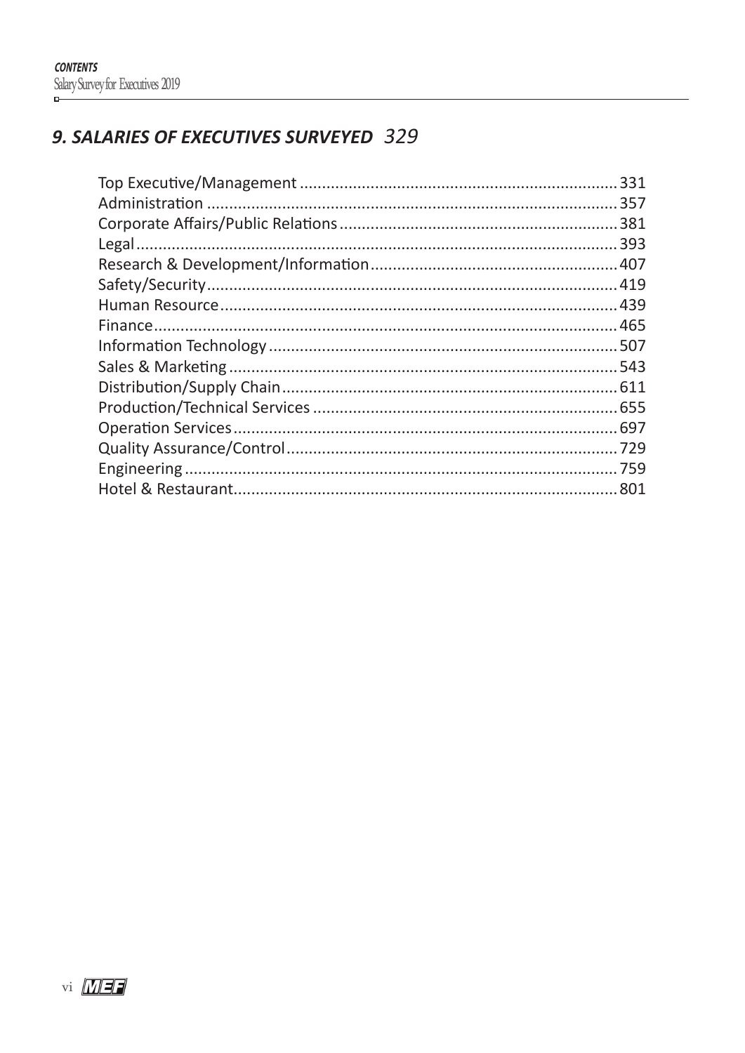## *9. SALARIES OF EXECUTIVES SURVEYED* 329

| | |
|---|---|
| Top Executive/Management | 331 |
| Administration | 357 |
| Corporate Affairs/Public Relations | 381 |
| Legal | 393 |
| Research & Development/Information | 407 |
| Safety/Security | 419 |
| Human Resource | 439 |
| Finance | 465 |
| Information Technology | 507 |
| Sales & Marketing | 543 |
| Distribution/Supply Chain | 611 |
| Production/Technical Services | 655 |
| Operation Services | 697 |
| Quality Assurance/Control | 729 |
| Engineering | 759 |
| Hotel & Restaurant | 801 |